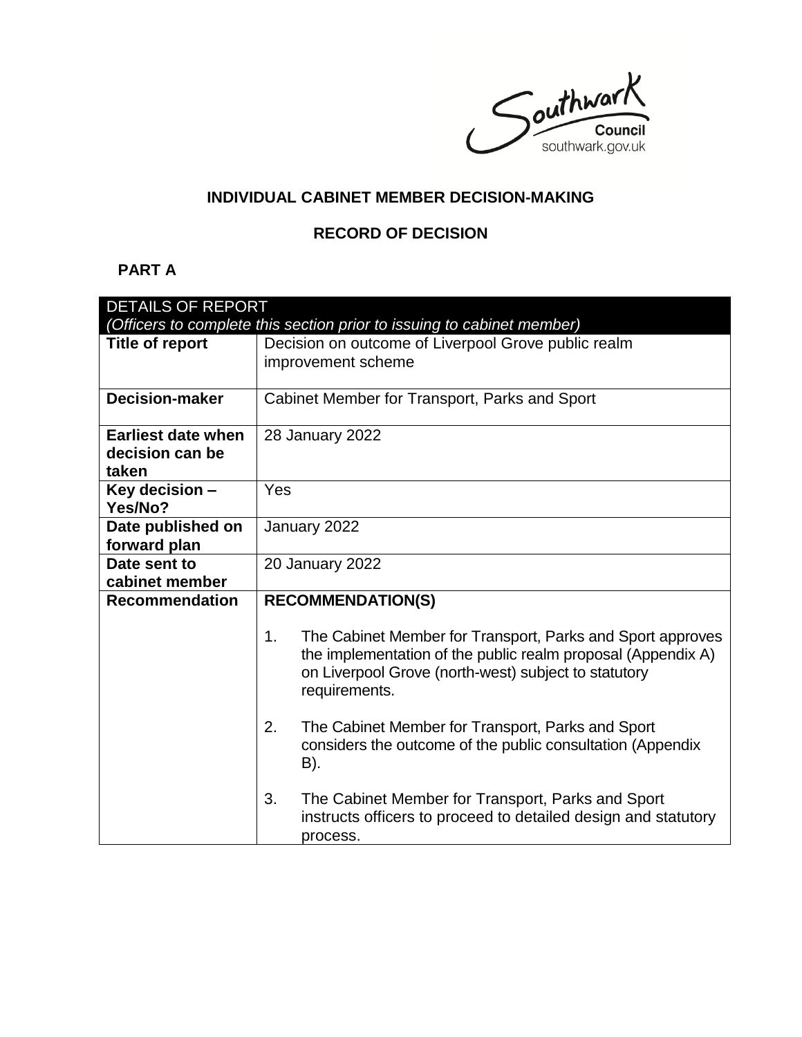Southwark Council
southwark.gov.uk

**INDIVIDUAL CABINET MEMBER DECISION-MAKING**

**RECORD OF DECISION**

**PART A**

| DETAILS OF REPORT *(Officers to complete this section prior to issuing to cabinet member)* | |
|---|---|
| **Title of report** | Decision on outcome of Liverpool Grove public realm improvement scheme |
| **Decision-maker** | Cabinet Member for Transport, Parks and Sport |
| **Earliest date when decision can be taken** | 28 January 2022 |
| **Key decision – Yes/No?** | Yes |
| **Date published on forward plan** | January 2022 |
| **Date sent to cabinet member** | 20 January 2022 |
| **Recommendation** | **RECOMMENDATION(S)**<br><br>1. The Cabinet Member for Transport, Parks and Sport approves the implementation of the public realm proposal (Appendix A) on Liverpool Grove (north-west) subject to statutory requirements.<br><br>2. The Cabinet Member for Transport, Parks and Sport considers the outcome of the public consultation (Appendix B).<br><br>3. The Cabinet Member for Transport, Parks and Sport instructs officers to proceed to detailed design and statutory process. |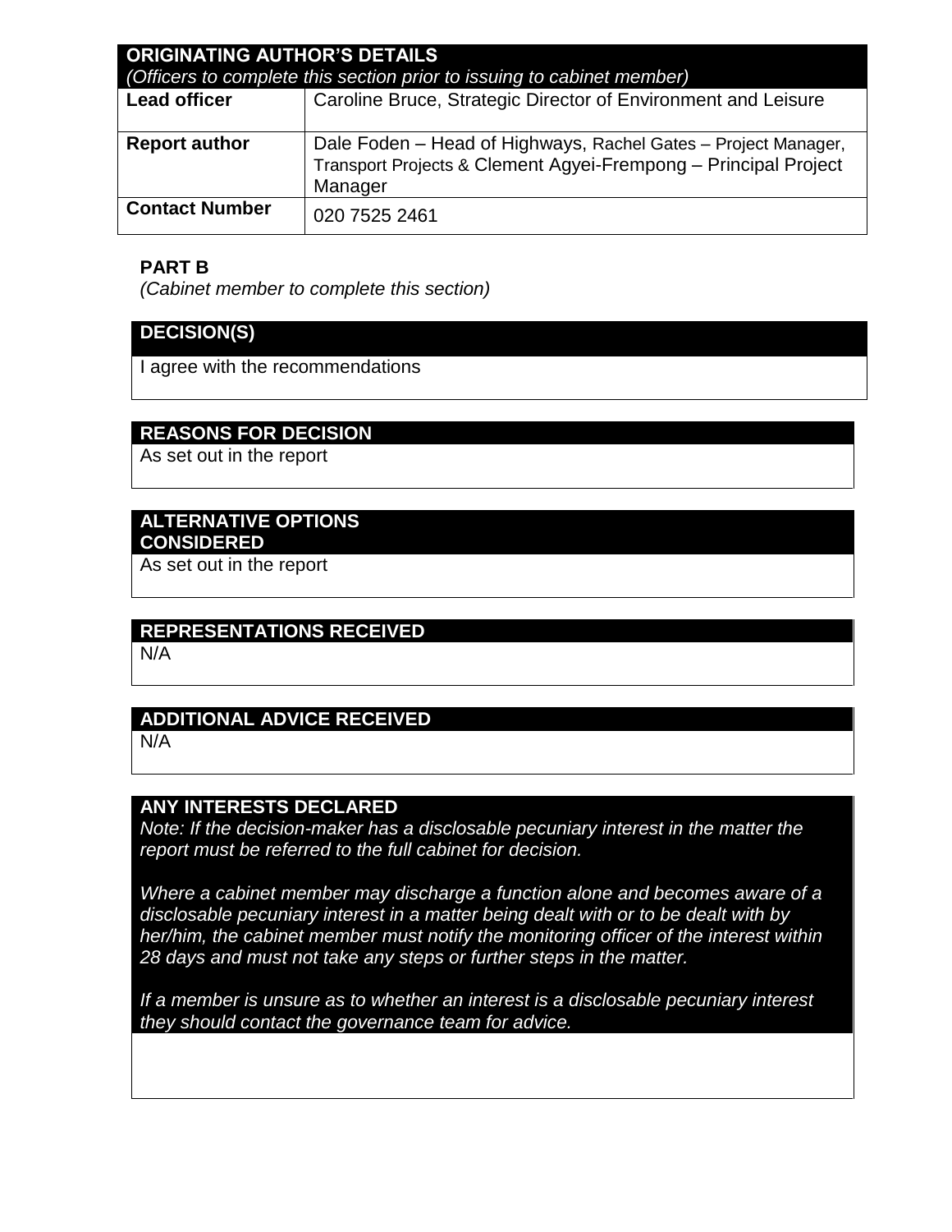| ORIGINATING AUTHOR'S DETAILS *(Officers to complete this section prior to issuing to cabinet member)* | |
|---|---|
| **Lead officer** | Caroline Bruce, Strategic Director of Environment and Leisure |
| **Report author** | Dale Foden – Head of Highways, Rachel Gates – Project Manager, Transport Projects & Clement Agyei-Frempong – Principal Project Manager |
| **Contact Number** | 020 7525 2461 |

**PART B**

*(Cabinet member to complete this section)*

| DECISION(S) |
|---|
| I agree with the recommendations |

| REASONS FOR DECISION |
|---|
| As set out in the report |

| ALTERNATIVE OPTIONS CONSIDERED |
|---|
| As set out in the report |

| REPRESENTATIONS RECEIVED |
|---|
| N/A |

| ADDITIONAL ADVICE RECEIVED |
|---|
| N/A |

| ANY INTERESTS DECLARED |
|---|
| *Note: If the decision-maker has a disclosable pecuniary interest in the matter the report must be referred to the full cabinet for decision.*<br><br>*Where a cabinet member may discharge a function alone and becomes aware of a disclosable pecuniary interest in a matter being dealt with or to be dealt with by her/him, the cabinet member must notify the monitoring officer of the interest within 28 days and must not take any steps or further steps in the matter.*<br><br>*If a member is unsure as to whether an interest is a disclosable pecuniary interest they should contact the governance team for advice.* |
| |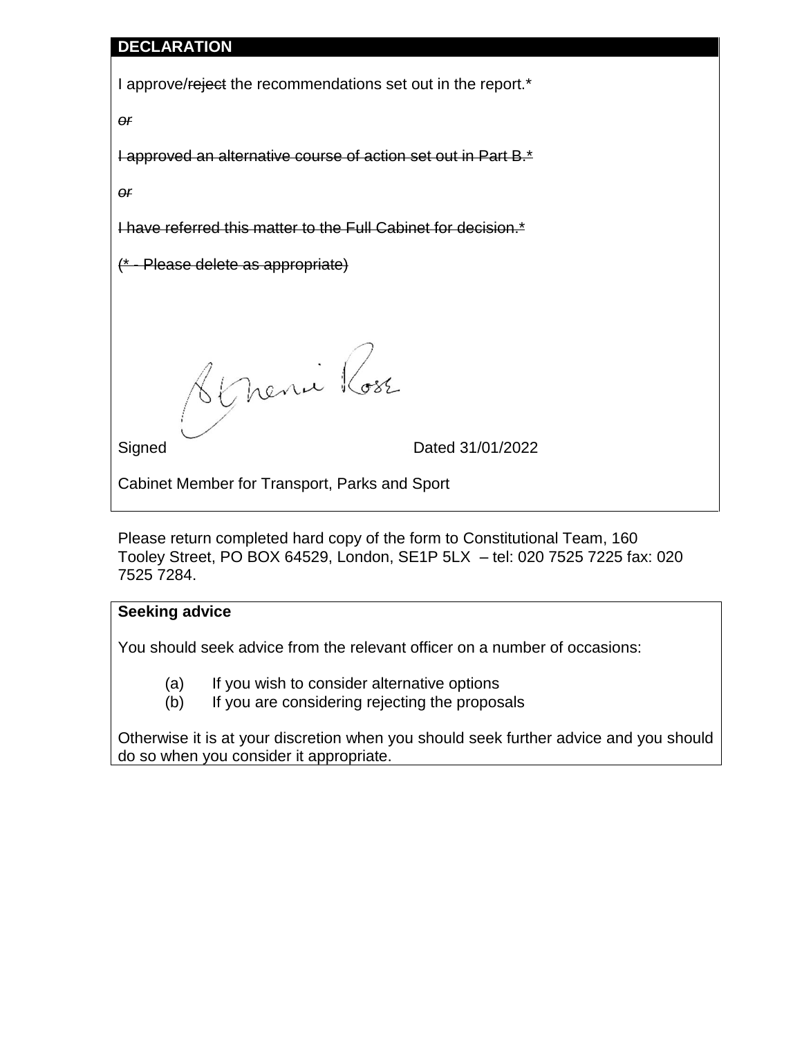**DECLARATION**

I approve/~~reject~~ the recommendations set out in the report.*

~~*or*~~

~~I approved an alternative course of action set out in Part B.*~~

~~*or*~~

~~I have referred this matter to the Full Cabinet for decision.*~~

~~(* - Please delete as appropriate)~~

Signed Dated 31/01/2022

Cabinet Member for Transport, Parks and Sport

Please return completed hard copy of the form to Constitutional Team, 160 Tooley Street, PO BOX 64529, London, SE1P 5LX – tel: 020 7525 7225 fax: 020 7525 7284.

**Seeking advice**

You should seek advice from the relevant officer on a number of occasions:

(a) If you wish to consider alternative options
(b) If you are considering rejecting the proposals

Otherwise it is at your discretion when you should seek further advice and you should do so when you consider it appropriate.